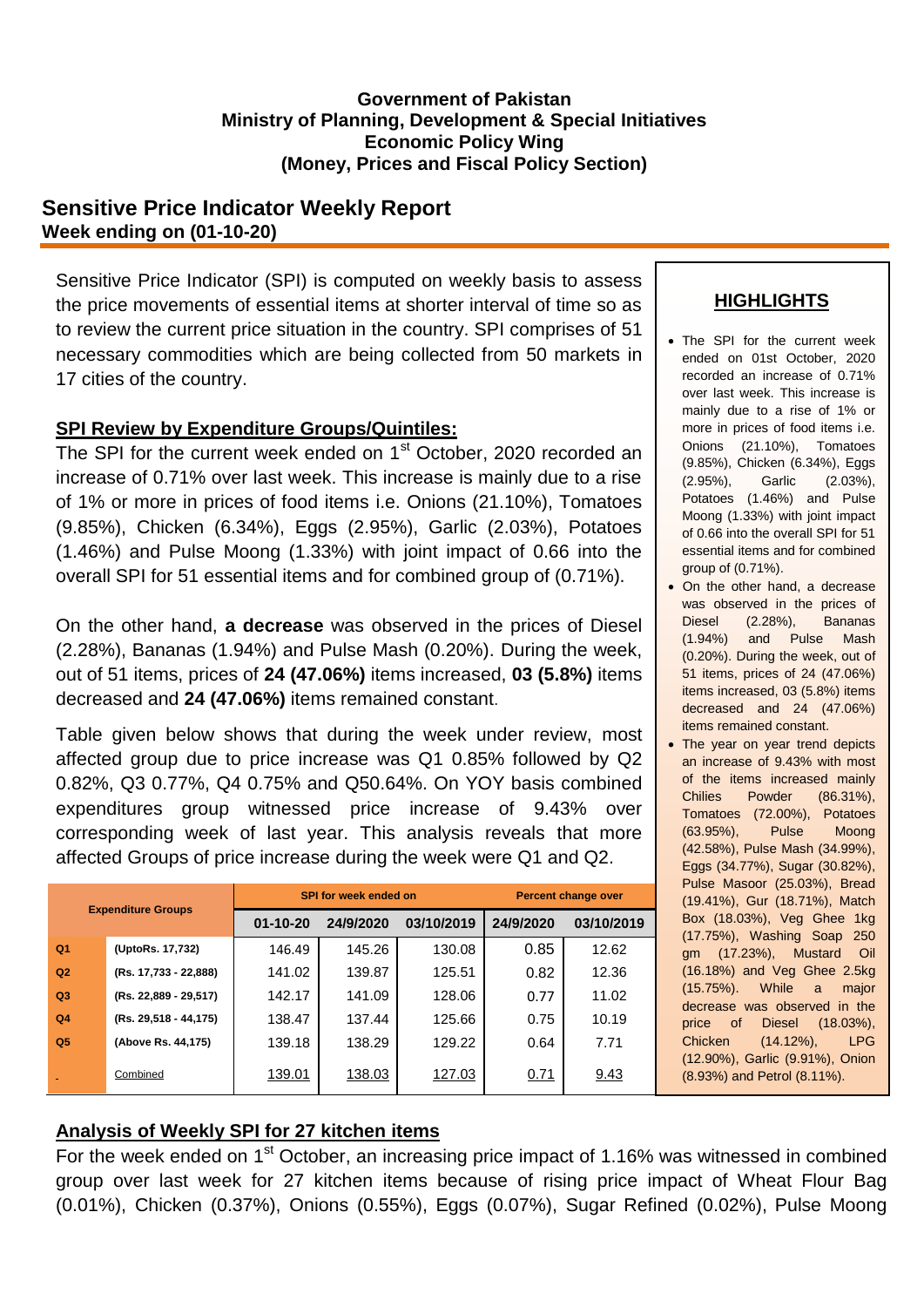**Government of Pakistan**
**Ministry of Planning, Development & Special Initiatives**
**Economic Policy Wing**
**(Money, Prices and Fiscal Policy Section)**

## Sensitive Price Indicator Weekly Report

**Week ending on (01-10-20)**

Sensitive Price Indicator (SPI) is computed on weekly basis to assess the price movements of essential items at shorter interval of time so as to review the current price situation in the country. SPI comprises of 51 necessary commodities which are being collected from 50 markets in 17 cities of the country.

### SPI Review by Expenditure Groups/Quintiles:

The SPI for the current week ended on 1st October, 2020 recorded an increase of 0.71% over last week. This increase is mainly due to a rise of 1% or more in prices of food items i.e. Onions (21.10%), Tomatoes (9.85%), Chicken (6.34%), Eggs (2.95%), Garlic (2.03%), Potatoes (1.46%) and Pulse Moong (1.33%) with joint impact of 0.66 into the overall SPI for 51 essential items and for combined group of (0.71%).

On the other hand, **a decrease** was observed in the prices of Diesel (2.28%), Bananas (1.94%) and Pulse Mash (0.20%). During the week, out of 51 items, prices of **24 (47.06%)** items increased, **03 (5.8%)** items decreased and **24 (47.06%)** items remained constant.

Table given below shows that during the week under review, most affected group due to price increase was Q1 0.85% followed by Q2 0.82%, Q3 0.77%, Q4 0.75% and Q50.64%. On YOY basis combined expenditures group witnessed price increase of 9.43% over corresponding week of last year. This analysis reveals that more affected Groups of price increase during the week were Q1 and Q2.

| Expenditure Groups | | SPI for week ended on | | | Percent change over | |
|---|---|---|---|---|---|---|
| | | 01-10-20 | 24/9/2020 | 03/10/2019 | 24/9/2020 | 03/10/2019 |
| Q1 | (UptoRs. 17,732) | 146.49 | 145.26 | 130.08 | 0.85 | 12.62 |
| Q2 | (Rs. 17,733 - 22,888) | 141.02 | 139.87 | 125.51 | 0.82 | 12.36 |
| Q3 | (Rs. 22,889 - 29,517) | 142.17 | 141.09 | 128.06 | 0.77 | 11.02 |
| Q4 | (Rs. 29,518 - 44,175) | 138.47 | 137.44 | 125.66 | 0.75 | 10.19 |
| Q5 | (Above Rs. 44,175) | 139.18 | 138.29 | 129.22 | 0.64 | 7.71 |
| - | Combined | 139.01 | 138.03 | 127.03 | 0.71 | 9.43 |

### HIGHLIGHTS

- The SPI for the current week ended on 01st October, 2020 recorded an increase of 0.71% over last week. This increase is mainly due to a rise of 1% or more in prices of food items i.e. Onions (21.10%), Tomatoes (9.85%), Chicken (6.34%), Eggs (2.95%), Garlic (2.03%), Potatoes (1.46%) and Pulse Moong (1.33%) with joint impact of 0.66 into the overall SPI for 51 essential items and for combined group of (0.71%).
- On the other hand, a decrease was observed in the prices of Diesel (2.28%), Bananas (1.94%) and Pulse Mash (0.20%). During the week, out of 51 items, prices of 24 (47.06%) items increased, 03 (5.8%) items decreased and 24 (47.06%) items remained constant.
- The year on year trend depicts an increase of 9.43% with most of the items increased mainly Chilies Powder (86.31%), Tomatoes (72.00%), Potatoes (63.95%), Pulse Moong (42.58%), Pulse Mash (34.99%), Eggs (34.77%), Sugar (30.82%), Pulse Masoor (25.03%), Bread (19.41%), Gur (18.71%), Match Box (18.03%), Veg Ghee 1kg (17.75%), Washing Soap 250 gm (17.23%), Mustard Oil (16.18%) and Veg Ghee 2.5kg (15.75%). While a major decrease was observed in the price of Diesel (18.03%), Chicken (14.12%), LPG (12.90%), Garlic (9.91%), Onion (8.93%) and Petrol (8.11%).

### Analysis of Weekly SPI for 27 kitchen items

For the week ended on 1st October, an increasing price impact of 1.16% was witnessed in combined group over last week for 27 kitchen items because of rising price impact of Wheat Flour Bag (0.01%), Chicken (0.37%), Onions (0.55%), Eggs (0.07%), Sugar Refined (0.02%), Pulse Moong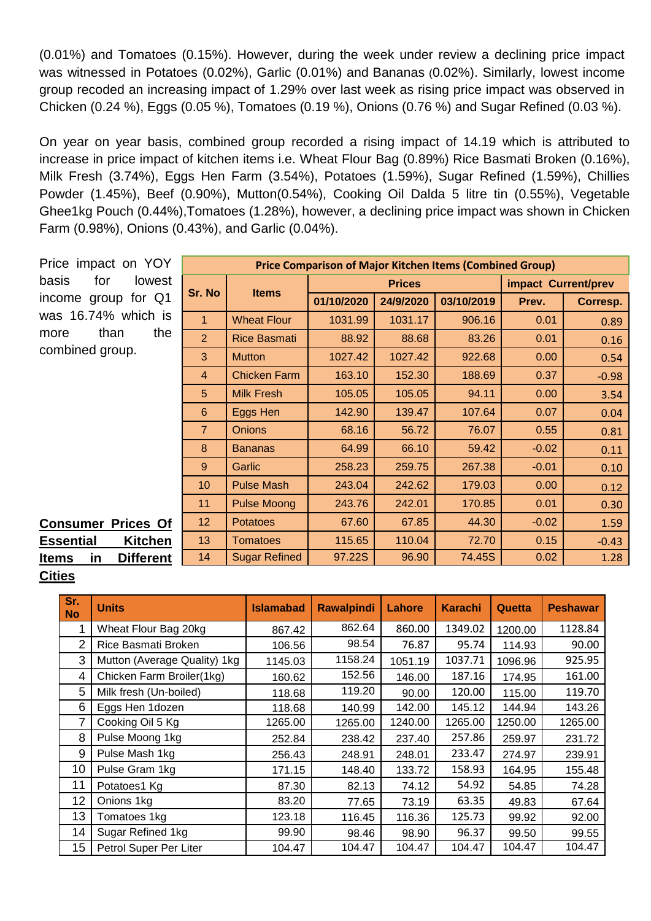(0.01%) and Tomatoes (0.15%). However, during the week under review a declining price impact was witnessed in Potatoes (0.02%), Garlic (0.01%) and Bananas (0.02%). Similarly, lowest income group recoded an increasing impact of 1.29% over last week as rising price impact was observed in Chicken (0.24 %), Eggs (0.05 %), Tomatoes (0.19 %), Onions (0.76 %) and Sugar Refined (0.03 %).

On year on year basis, combined group recorded a rising impact of 14.19 which is attributed to increase in price impact of kitchen items i.e. Wheat Flour Bag (0.89%) Rice Basmati Broken (0.16%), Milk Fresh (3.74%), Eggs Hen Farm (3.54%), Potatoes (1.59%), Sugar Refined (1.59%), Chillies Powder (1.45%), Beef (0.90%), Mutton(0.54%), Cooking Oil Dalda 5 litre tin (0.55%), Vegetable Ghee1kg Pouch (0.44%),Tomatoes (1.28%), however, a declining price impact was shown in Chicken Farm (0.98%), Onions (0.43%), and Garlic (0.04%).

Price impact on YOY basis for lowest income group for Q1 was 16.74% which is more than the combined group.

**Price Comparison of Major Kitchen Items (Combined Group)**

| Sr. No | Items | Prices | | | impact Current/prev | |
|---|---|---|---|---|---|---|
| | | 01/10/2020 | 24/9/2020 | 03/10/2019 | Prev. | Corresp. |
| 1 | Wheat Flour | 1031.99 | 1031.17 | 906.16 | 0.01 | 0.89 |
| 2 | Rice Basmati | 88.92 | 88.68 | 83.26 | 0.01 | 0.16 |
| 3 | Mutton | 1027.42 | 1027.42 | 922.68 | 0.00 | 0.54 |
| 4 | Chicken Farm | 163.10 | 152.30 | 188.69 | 0.37 | -0.98 |
| 5 | Milk Fresh | 105.05 | 105.05 | 94.11 | 0.00 | 3.54 |
| 6 | Eggs Hen | 142.90 | 139.47 | 107.64 | 0.07 | 0.04 |
| 7 | Onions | 68.16 | 56.72 | 76.07 | 0.55 | 0.81 |
| 8 | Bananas | 64.99 | 66.10 | 59.42 | -0.02 | 0.11 |
| 9 | Garlic | 258.23 | 259.75 | 267.38 | -0.01 | 0.10 |
| 10 | Pulse Mash | 243.04 | 242.62 | 179.03 | 0.00 | 0.12 |
| 11 | Pulse Moong | 243.76 | 242.01 | 170.85 | 0.01 | 0.30 |
| 12 | Potatoes | 67.60 | 67.85 | 44.30 | -0.02 | 1.59 |
| 13 | Tomatoes | 115.65 | 110.04 | 72.70 | 0.15 | -0.43 |
| 14 | Sugar Refined | 97.22S | 96.90 | 74.45S | 0.02 | 1.28 |

## Consumer Prices Of Essential Kitchen Items in Different Cities

| Sr. No | Units | Islamabad | Rawalpindi | Lahore | Karachi | Quetta | Peshawar |
|---|---|---|---|---|---|---|---|
| 1 | Wheat Flour Bag 20kg | 867.42 | 862.64 | 860.00 | 1349.02 | 1200.00 | 1128.84 |
| 2 | Rice Basmati Broken | 106.56 | 98.54 | 76.87 | 95.74 | 114.93 | 90.00 |
| 3 | Mutton (Average Quality) 1kg | 1145.03 | 1158.24 | 1051.19 | 1037.71 | 1096.96 | 925.95 |
| 4 | Chicken Farm Broiler(1kg) | 160.62 | 152.56 | 146.00 | 187.16 | 174.95 | 161.00 |
| 5 | Milk fresh (Un-boiled) | 118.68 | 119.20 | 90.00 | 120.00 | 115.00 | 119.70 |
| 6 | Eggs Hen 1dozen | 118.68 | 140.99 | 142.00 | 145.12 | 144.94 | 143.26 |
| 7 | Cooking Oil 5 Kg | 1265.00 | 1265.00 | 1240.00 | 1265.00 | 1250.00 | 1265.00 |
| 8 | Pulse Moong 1kg | 252.84 | 238.42 | 237.40 | 257.86 | 259.97 | 231.72 |
| 9 | Pulse Mash 1kg | 256.43 | 248.91 | 248.01 | 233.47 | 274.97 | 239.91 |
| 10 | Pulse Gram 1kg | 171.15 | 148.40 | 133.72 | 158.93 | 164.95 | 155.48 |
| 11 | Potatoes1 Kg | 87.30 | 82.13 | 74.12 | 54.92 | 54.85 | 74.28 |
| 12 | Onions 1kg | 83.20 | 77.65 | 73.19 | 63.35 | 49.83 | 67.64 |
| 13 | Tomatoes 1kg | 123.18 | 116.45 | 116.36 | 125.73 | 99.92 | 92.00 |
| 14 | Sugar Refined 1kg | 99.90 | 98.46 | 98.90 | 96.37 | 99.50 | 99.55 |
| 15 | Petrol Super Per Liter | 104.47 | 104.47 | 104.47 | 104.47 | 104.47 | 104.47 |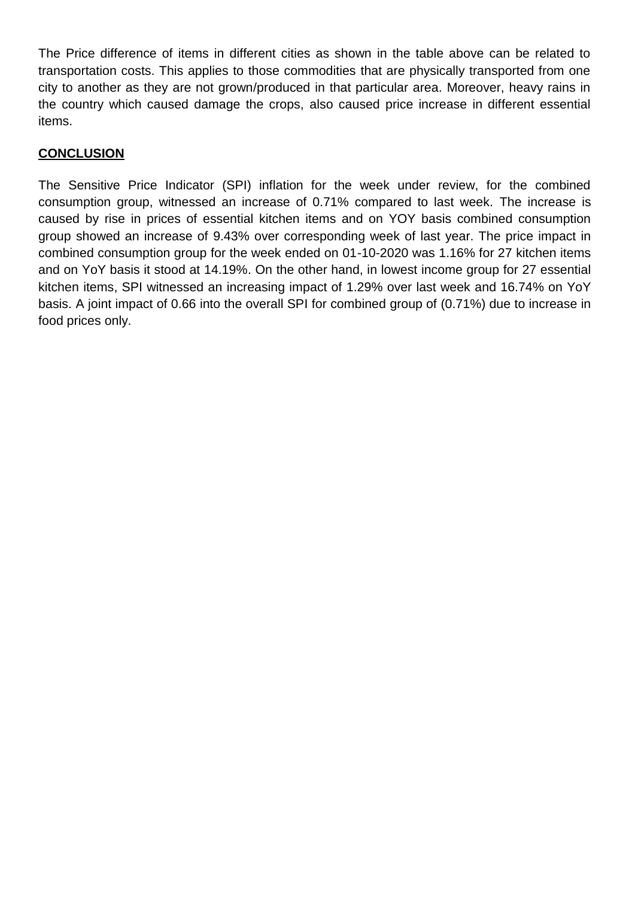The Price difference of items in different cities as shown in the table above can be related to transportation costs. This applies to those commodities that are physically transported from one city to another as they are not grown/produced in that particular area. Moreover, heavy rains in the country which caused damage the crops, also caused price increase in different essential items.

## **CONCLUSION**

The Sensitive Price Indicator (SPI) inflation for the week under review, for the combined consumption group, witnessed an increase of 0.71% compared to last week. The increase is caused by rise in prices of essential kitchen items and on YOY basis combined consumption group showed an increase of 9.43% over corresponding week of last year. The price impact in combined consumption group for the week ended on 01-10-2020 was 1.16% for 27 kitchen items and on YoY basis it stood at 14.19%. On the other hand, in lowest income group for 27 essential kitchen items, SPI witnessed an increasing impact of 1.29% over last week and 16.74% on YoY basis. A joint impact of 0.66 into the overall SPI for combined group of (0.71%) due to increase in food prices only.